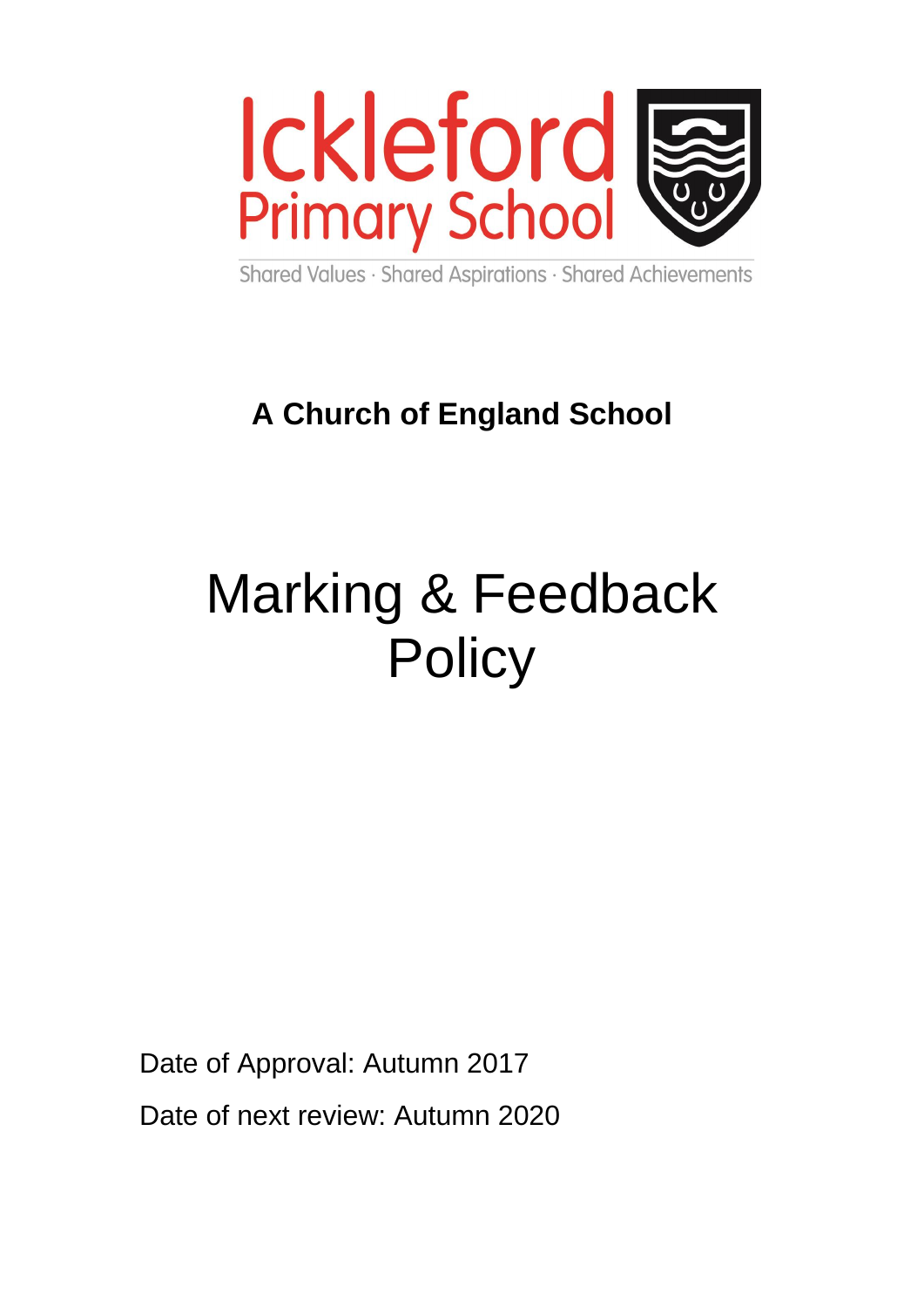Ickleford Primary School

Shared Values · Shared Aspirations · Shared Achievements

**A Church of England School**

# Marking & Feedback Policy

Date of Approval: Autumn 2017

Date of next review: Autumn 2020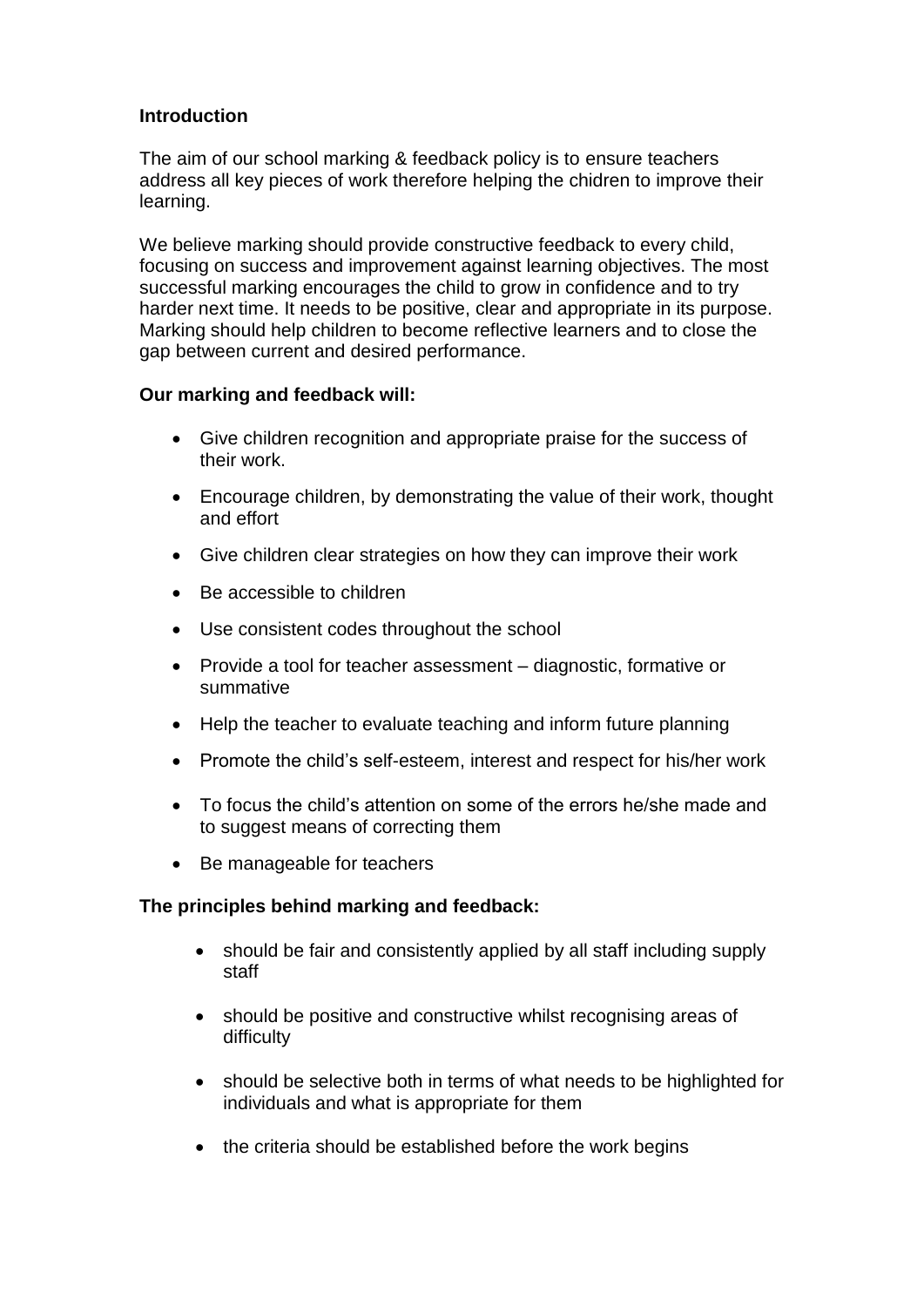**Introduction**

The aim of our school marking & feedback policy is to ensure teachers address all key pieces of work therefore helping the chidren to improve their learning.

We believe marking should provide constructive feedback to every child, focusing on success and improvement against learning objectives. The most successful marking encourages the child to grow in confidence and to try harder next time. It needs to be positive, clear and appropriate in its purpose. Marking should help children to become reflective learners and to close the gap between current and desired performance.

**Our marking and feedback will:**

- Give children recognition and appropriate praise for the success of their work.
- Encourage children, by demonstrating the value of their work, thought and effort
- Give children clear strategies on how they can improve their work
- Be accessible to children
- Use consistent codes throughout the school
- Provide a tool for teacher assessment – diagnostic, formative or summative
- Help the teacher to evaluate teaching and inform future planning
- Promote the child's self-esteem, interest and respect for his/her work
- To focus the child's attention on some of the errors he/she made and to suggest means of correcting them
- Be manageable for teachers

**The principles behind marking and feedback:**

- should be fair and consistently applied by all staff including supply staff
- should be positive and constructive whilst recognising areas of difficulty
- should be selective both in terms of what needs to be highlighted for individuals and what is appropriate for them
- the criteria should be established before the work begins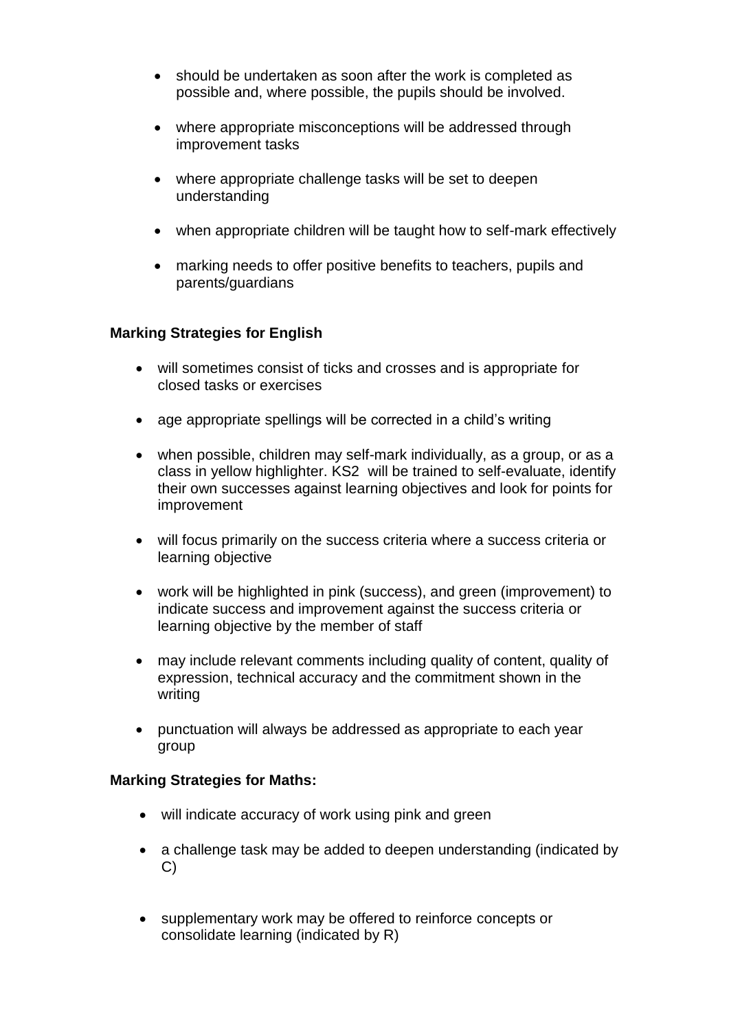- should be undertaken as soon after the work is completed as possible and, where possible, the pupils should be involved.
- where appropriate misconceptions will be addressed through improvement tasks
- where appropriate challenge tasks will be set to deepen understanding
- when appropriate children will be taught how to self-mark effectively
- marking needs to offer positive benefits to teachers, pupils and parents/guardians

**Marking Strategies for English**

- will sometimes consist of ticks and crosses and is appropriate for closed tasks or exercises
- age appropriate spellings will be corrected in a child's writing
- when possible, children may self-mark individually, as a group, or as a class in yellow highlighter. KS2 will be trained to self-evaluate, identify their own successes against learning objectives and look for points for improvement
- will focus primarily on the success criteria where a success criteria or learning objective
- work will be highlighted in pink (success), and green (improvement) to indicate success and improvement against the success criteria or learning objective by the member of staff
- may include relevant comments including quality of content, quality of expression, technical accuracy and the commitment shown in the writing
- punctuation will always be addressed as appropriate to each year group

**Marking Strategies for Maths:**

- will indicate accuracy of work using pink and green
- a challenge task may be added to deepen understanding (indicated by C)
- supplementary work may be offered to reinforce concepts or consolidate learning (indicated by R)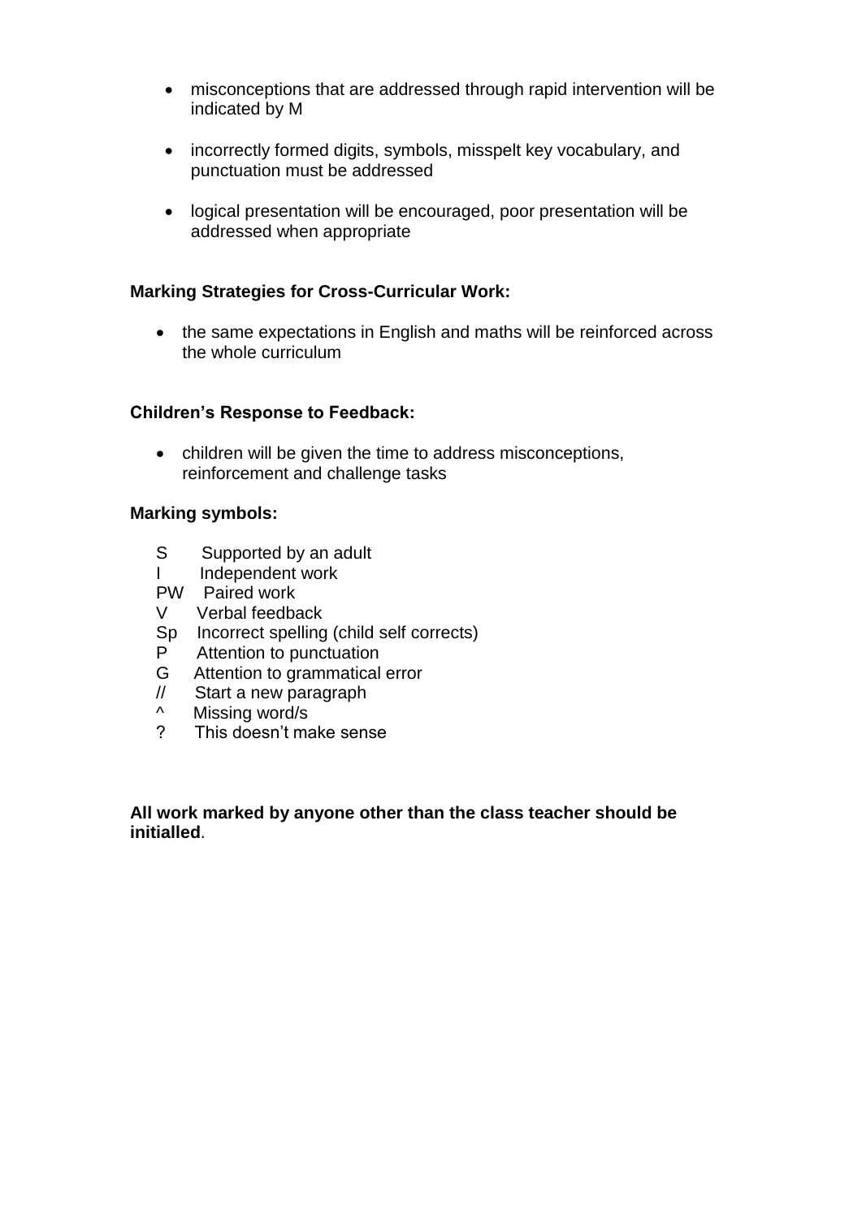- misconceptions that are addressed through rapid intervention will be indicated by M
- incorrectly formed digits, symbols, misspelt key vocabulary, and punctuation must be addressed
- logical presentation will be encouraged, poor presentation will be addressed when appropriate

**Marking Strategies for Cross-Curricular Work:**

- the same expectations in English and maths will be reinforced across the whole curriculum

**Children's Response to Feedback:**

- children will be given the time to address misconceptions, reinforcement and challenge tasks

**Marking symbols:**

S Supported by an adult
I Independent work
PW Paired work
V Verbal feedback
Sp Incorrect spelling (child self corrects)
P Attention to punctuation
G Attention to grammatical error
// Start a new paragraph
^ Missing word/s
? This doesn't make sense

**All work marked by anyone other than the class teacher should be initialled**.